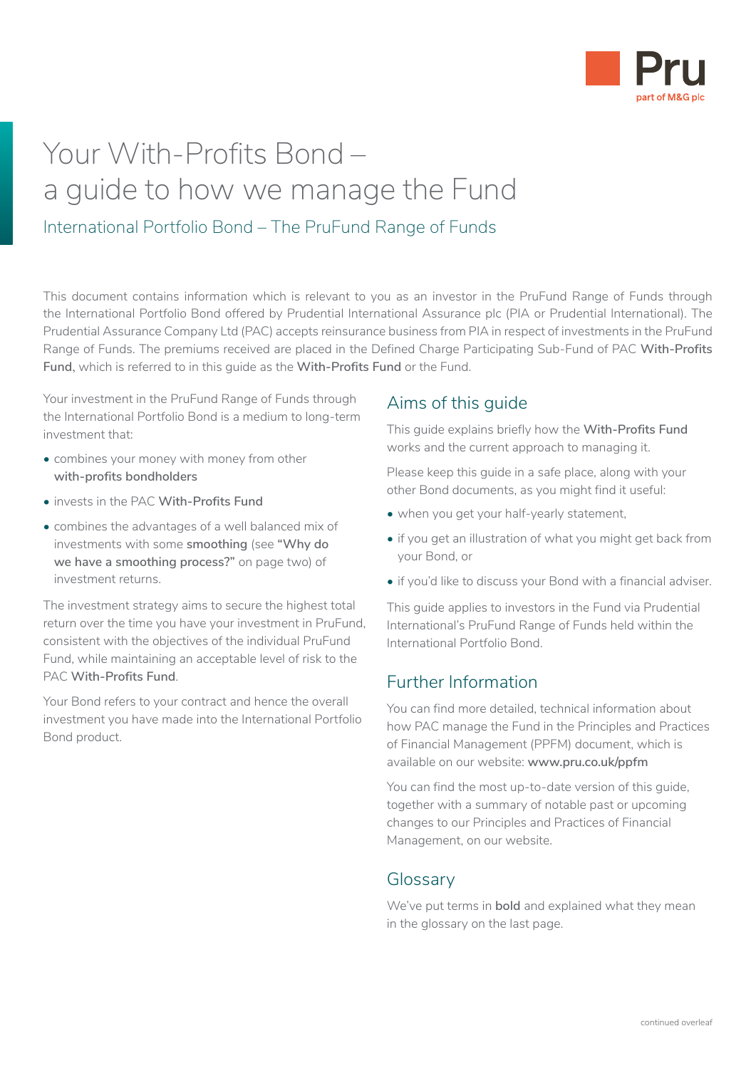Pru
part of M&G plc

# Your With-Profits Bond – a guide to how we manage the Fund

## International Portfolio Bond – The PruFund Range of Funds

This document contains information which is relevant to you as an investor in the PruFund Range of Funds through the International Portfolio Bond offered by Prudential International Assurance plc (PIA or Prudential International). The Prudential Assurance Company Ltd (PAC) accepts reinsurance business from PIA in respect of investments in the PruFund Range of Funds. The premiums received are placed in the Defined Charge Participating Sub-Fund of PAC **With-Profits Fund**, which is referred to in this guide as the **With-Profits Fund** or the Fund.

Your investment in the PruFund Range of Funds through the International Portfolio Bond is a medium to long-term investment that:

- combines your money with money from other **with-profits bondholders**
- invests in the PAC **With-Profits Fund**
- combines the advantages of a well balanced mix of investments with some **smoothing** (see **"Why do we have a smoothing process?"** on page two) of investment returns.

The investment strategy aims to secure the highest total return over the time you have your investment in PruFund, consistent with the objectives of the individual PruFund Fund, while maintaining an acceptable level of risk to the PAC **With-Profits Fund**.

Your Bond refers to your contract and hence the overall investment you have made into the International Portfolio Bond product.

## Aims of this guide

This guide explains briefly how the **With-Profits Fund** works and the current approach to managing it.

Please keep this guide in a safe place, along with your other Bond documents, as you might find it useful:

- when you get your half-yearly statement,
- if you get an illustration of what you might get back from your Bond, or
- if you'd like to discuss your Bond with a financial adviser.

This guide applies to investors in the Fund via Prudential International's PruFund Range of Funds held within the International Portfolio Bond.

## Further Information

You can find more detailed, technical information about how PAC manage the Fund in the Principles and Practices of Financial Management (PPFM) document, which is available on our website: **www.pru.co.uk/ppfm**

You can find the most up-to-date version of this guide, together with a summary of notable past or upcoming changes to our Principles and Practices of Financial Management, on our website.

## Glossary

We've put terms in **bold** and explained what they mean in the glossary on the last page.

continued overleaf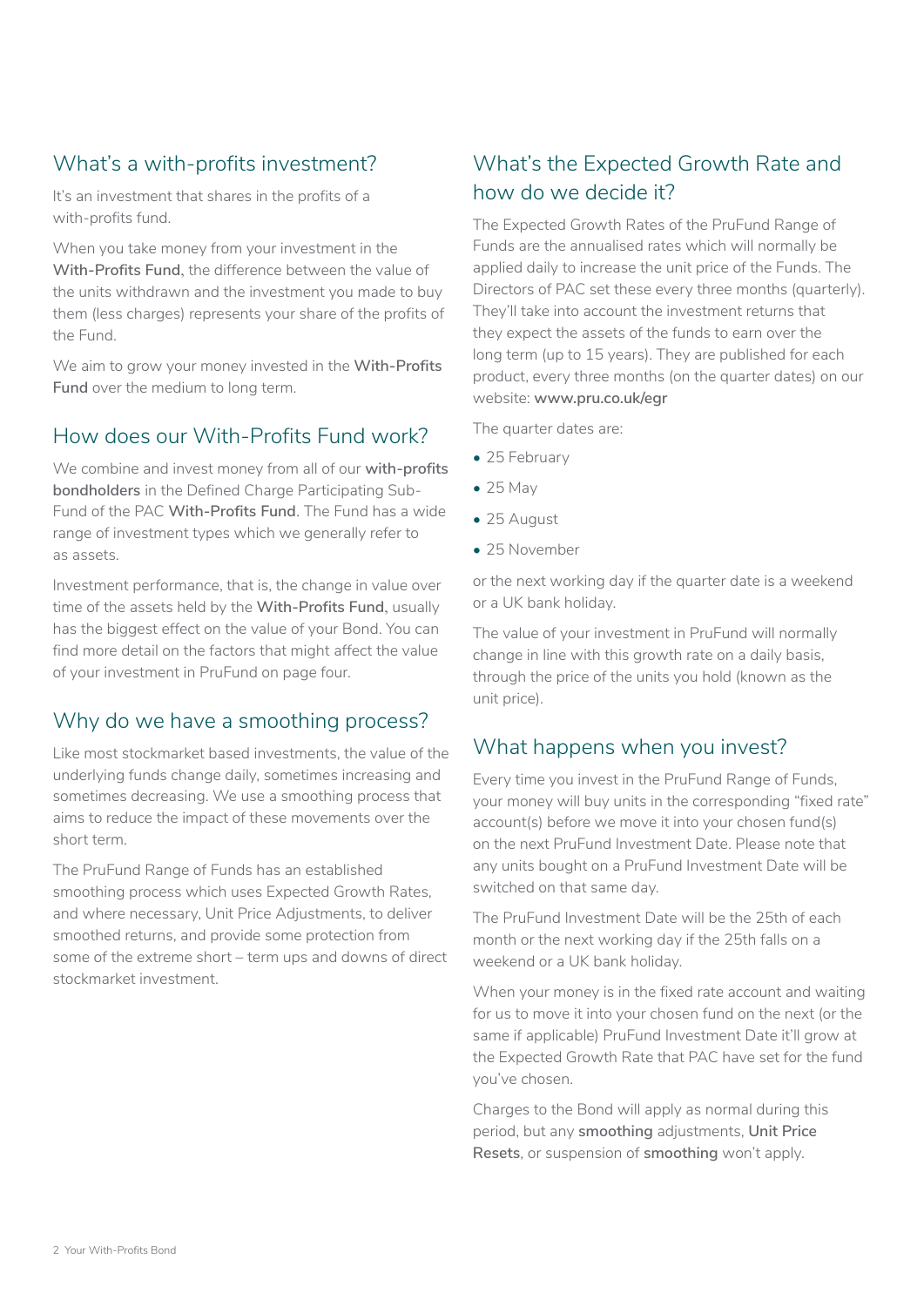## What's a with-profits investment?

It's an investment that shares in the profits of a with-profits fund.

When you take money from your investment in the **With-Profits Fund,** the difference between the value of the units withdrawn and the investment you made to buy them (less charges) represents your share of the profits of the Fund.

We aim to grow your money invested in the **With-Profits Fund** over the medium to long term.

## How does our With-Profits Fund work?

We combine and invest money from all of our **with-profits bondholders** in the Defined Charge Participating Sub-Fund of the PAC **With-Profits Fund**. The Fund has a wide range of investment types which we generally refer to as assets.

Investment performance, that is, the change in value over time of the assets held by the **With-Profits Fund,** usually has the biggest effect on the value of your Bond. You can find more detail on the factors that might affect the value of your investment in PruFund on page four.

## Why do we have a smoothing process?

Like most stockmarket based investments, the value of the underlying funds change daily, sometimes increasing and sometimes decreasing. We use a smoothing process that aims to reduce the impact of these movements over the short term.

The PruFund Range of Funds has an established smoothing process which uses Expected Growth Rates, and where necessary, Unit Price Adjustments, to deliver smoothed returns, and provide some protection from some of the extreme short – term ups and downs of direct stockmarket investment.

## What's the Expected Growth Rate and how do we decide it?

The Expected Growth Rates of the PruFund Range of Funds are the annualised rates which will normally be applied daily to increase the unit price of the Funds. The Directors of PAC set these every three months (quarterly). They'll take into account the investment returns that they expect the assets of the funds to earn over the long term (up to 15 years). They are published for each product, every three months (on the quarter dates) on our website: **www.pru.co.uk/egr**

The quarter dates are:

- 25 February
- 25 May
- 25 August
- 25 November

or the next working day if the quarter date is a weekend or a UK bank holiday.

The value of your investment in PruFund will normally change in line with this growth rate on a daily basis, through the price of the units you hold (known as the unit price).

## What happens when you invest?

Every time you invest in the PruFund Range of Funds, your money will buy units in the corresponding "fixed rate" account(s) before we move it into your chosen fund(s) on the next PruFund Investment Date. Please note that any units bought on a PruFund Investment Date will be switched on that same day.

The PruFund Investment Date will be the 25th of each month or the next working day if the 25th falls on a weekend or a UK bank holiday.

When your money is in the fixed rate account and waiting for us to move it into your chosen fund on the next (or the same if applicable) PruFund Investment Date it'll grow at the Expected Growth Rate that PAC have set for the fund you've chosen.

Charges to the Bond will apply as normal during this period, but any **smoothing** adjustments, **Unit Price Resets**, or suspension of **smoothing** won't apply.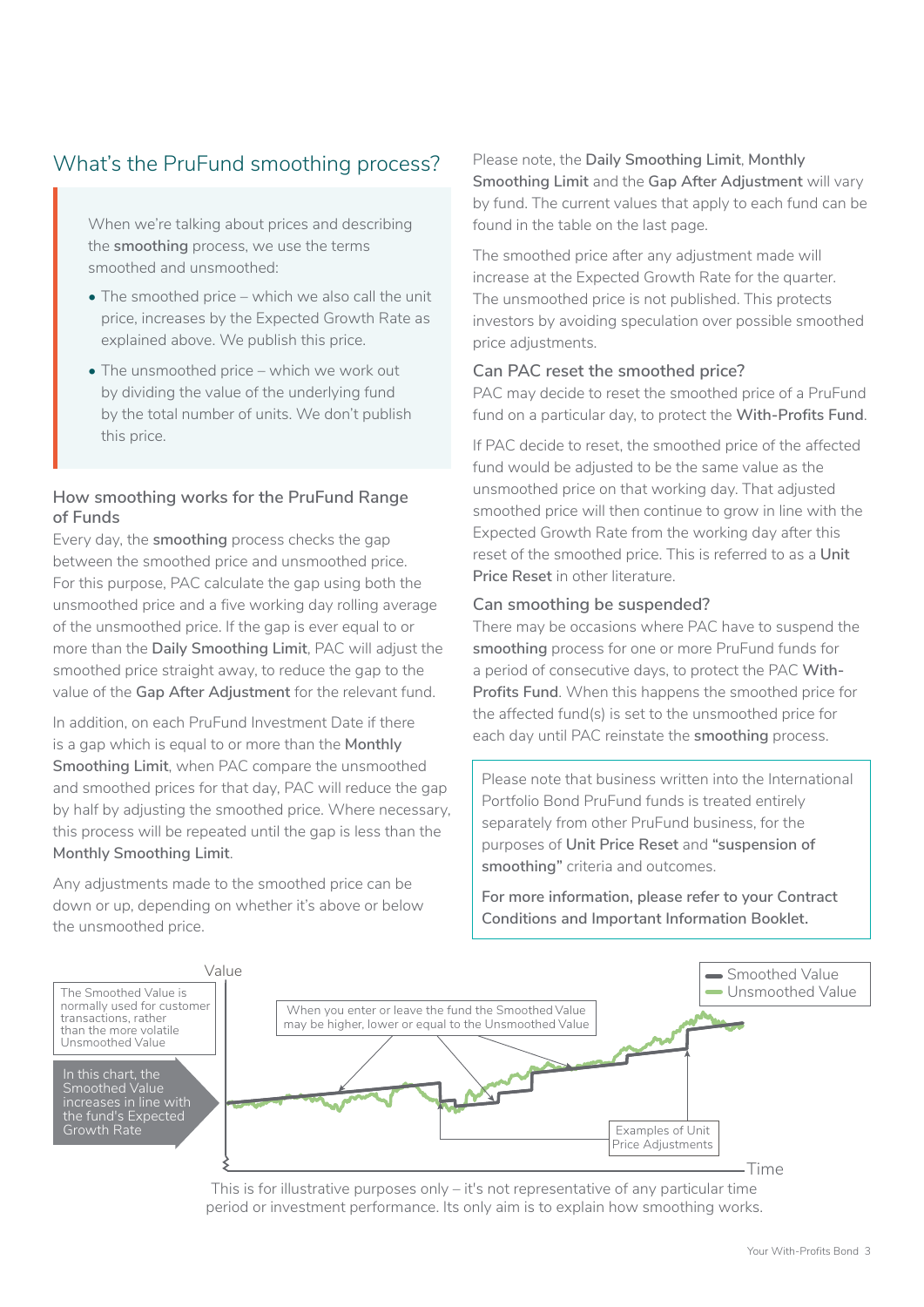## What's the PruFund smoothing process?

When we're talking about prices and describing the **smoothing** process, we use the terms smoothed and unsmoothed:

- The smoothed price – which we also call the unit price, increases by the Expected Growth Rate as explained above. We publish this price.
- The unsmoothed price – which we work out by dividing the value of the underlying fund by the total number of units. We don't publish this price.

### How smoothing works for the PruFund Range of Funds

Every day, the **smoothing** process checks the gap between the smoothed price and unsmoothed price. For this purpose, PAC calculate the gap using both the unsmoothed price and a five working day rolling average of the unsmoothed price. If the gap is ever equal to or more than the **Daily Smoothing Limit**, PAC will adjust the smoothed price straight away, to reduce the gap to the value of the **Gap After Adjustment** for the relevant fund.

In addition, on each PruFund Investment Date if there is a gap which is equal to or more than the **Monthly Smoothing Limit**, when PAC compare the unsmoothed and smoothed prices for that day, PAC will reduce the gap by half by adjusting the smoothed price. Where necessary, this process will be repeated until the gap is less than the **Monthly Smoothing Limit**.

Any adjustments made to the smoothed price can be down or up, depending on whether it's above or below the unsmoothed price.

Please note, the **Daily Smoothing Limit**, **Monthly Smoothing Limit** and the **Gap After Adjustment** will vary by fund. The current values that apply to each fund can be found in the table on the last page.

The smoothed price after any adjustment made will increase at the Expected Growth Rate for the quarter. The unsmoothed price is not published. This protects investors by avoiding speculation over possible smoothed price adjustments.

### Can PAC reset the smoothed price?

PAC may decide to reset the smoothed price of a PruFund fund on a particular day, to protect the **With-Profits Fund**.

If PAC decide to reset, the smoothed price of the affected fund would be adjusted to be the same value as the unsmoothed price on that working day. That adjusted smoothed price will then continue to grow in line with the Expected Growth Rate from the working day after this reset of the smoothed price. This is referred to as a **Unit Price Reset** in other literature.

### Can smoothing be suspended?

There may be occasions where PAC have to suspend the **smoothing** process for one or more PruFund funds for a period of consecutive days, to protect the PAC **With-Profits Fund**. When this happens the smoothed price for the affected fund(s) is set to the unsmoothed price for each day until PAC reinstate the **smoothing** process.

Please note that business written into the International Portfolio Bond PruFund funds is treated entirely separately from other PruFund business, for the purposes of **Unit Price Reset** and **"suspension of smoothing"** criteria and outcomes.

**For more information, please refer to your Contract Conditions and Important Information Booklet.**

Value

Smoothed Value
Unsmoothed Value

The Smoothed Value is normally used for customer transactions, rather than the more volatile Unsmoothed Value

In this chart, the Smoothed Value increases in line with the fund's Expected Growth Rate

When you enter or leave the fund the Smoothed Value may be higher, lower or equal to the Unsmoothed Value

Examples of Unit Price Adjustments

Time

This is for illustrative purposes only – it's not representative of any particular time period or investment performance. Its only aim is to explain how smoothing works.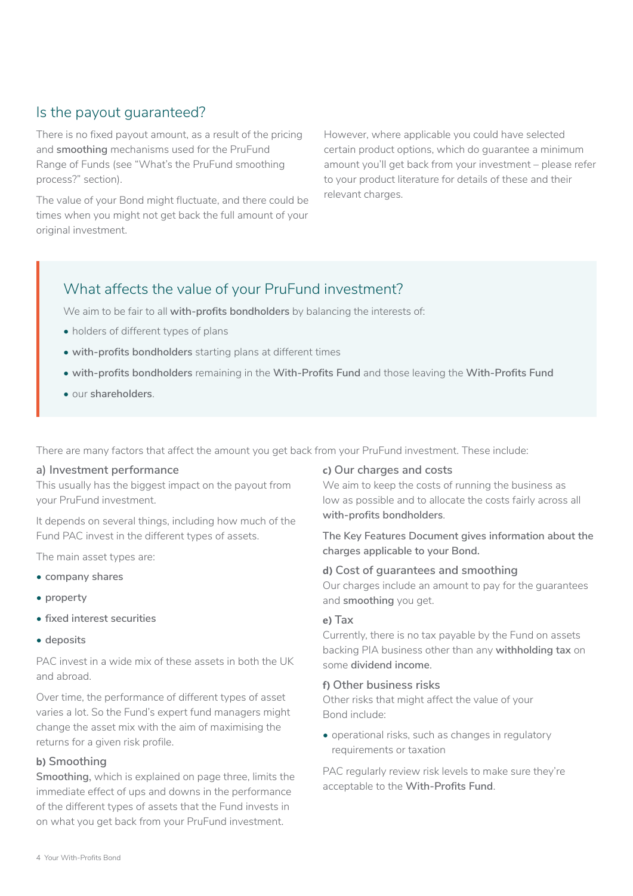## Is the payout guaranteed?

There is no fixed payout amount, as a result of the pricing and **smoothing** mechanisms used for the PruFund Range of Funds (see "What's the PruFund smoothing process?" section).

The value of your Bond might fluctuate, and there could be times when you might not get back the full amount of your original investment.

However, where applicable you could have selected certain product options, which do guarantee a minimum amount you'll get back from your investment – please refer to your product literature for details of these and their relevant charges.

## What affects the value of your PruFund investment?

We aim to be fair to all **with-profits bondholders** by balancing the interests of:

- holders of different types of plans
- **with-profits bondholders** starting plans at different times
- **with-profits bondholders** remaining in the **With-Profits Fund** and those leaving the **With-Profits Fund**
- our **shareholders**.

There are many factors that affect the amount you get back from your PruFund investment. These include:

### a) Investment performance

This usually has the biggest impact on the payout from your PruFund investment.

It depends on several things, including how much of the Fund PAC invest in the different types of assets.

The main asset types are:

- **company shares**
- **property**
- **fixed interest securities**
- **deposits**

PAC invest in a wide mix of these assets in both the UK and abroad.

Over time, the performance of different types of asset varies a lot. So the Fund's expert fund managers might change the asset mix with the aim of maximising the returns for a given risk profile.

### b) Smoothing

**Smoothing**, which is explained on page three, limits the immediate effect of ups and downs in the performance of the different types of assets that the Fund invests in on what you get back from your PruFund investment.

### c) Our charges and costs

We aim to keep the costs of running the business as low as possible and to allocate the costs fairly across all **with-profits bondholders**.

**The Key Features Document gives information about the charges applicable to your Bond.**

### d) Cost of guarantees and smoothing

Our charges include an amount to pay for the guarantees and **smoothing** you get.

### e) Tax

Currently, there is no tax payable by the Fund on assets backing PIA business other than any **withholding tax** on some **dividend income**.

### f) Other business risks

Other risks that might affect the value of your Bond include:

- operational risks, such as changes in regulatory requirements or taxation

PAC regularly review risk levels to make sure they're acceptable to the **With-Profits Fund**.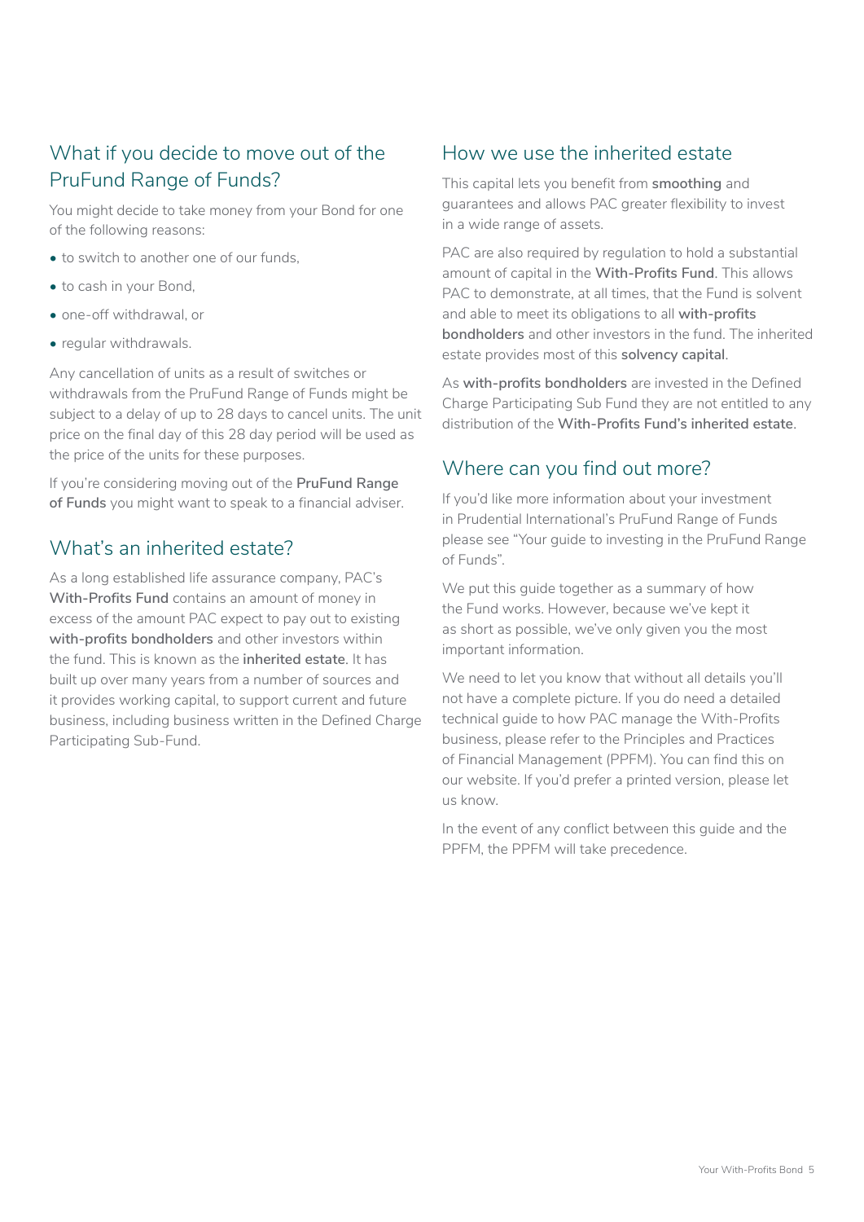## What if you decide to move out of the PruFund Range of Funds?

You might decide to take money from your Bond for one of the following reasons:

- to switch to another one of our funds,
- to cash in your Bond,
- one-off withdrawal, or
- regular withdrawals.

Any cancellation of units as a result of switches or withdrawals from the PruFund Range of Funds might be subject to a delay of up to 28 days to cancel units. The unit price on the final day of this 28 day period will be used as the price of the units for these purposes.

If you're considering moving out of the **PruFund Range of Funds** you might want to speak to a financial adviser.

## What's an inherited estate?

As a long established life assurance company, PAC's **With-Profits Fund** contains an amount of money in excess of the amount PAC expect to pay out to existing **with-profits bondholders** and other investors within the fund. This is known as the **inherited estate**. It has built up over many years from a number of sources and it provides working capital, to support current and future business, including business written in the Defined Charge Participating Sub-Fund.

## How we use the inherited estate

This capital lets you benefit from **smoothing** and guarantees and allows PAC greater flexibility to invest in a wide range of assets.

PAC are also required by regulation to hold a substantial amount of capital in the **With-Profits Fund**. This allows PAC to demonstrate, at all times, that the Fund is solvent and able to meet its obligations to all **with-profits bondholders** and other investors in the fund. The inherited estate provides most of this **solvency capital**.

As **with-profits bondholders** are invested in the Defined Charge Participating Sub Fund they are not entitled to any distribution of the **With-Profits Fund's inherited estate**.

## Where can you find out more?

If you'd like more information about your investment in Prudential International's PruFund Range of Funds please see "Your guide to investing in the PruFund Range of Funds".

We put this guide together as a summary of how the Fund works. However, because we've kept it as short as possible, we've only given you the most important information.

We need to let you know that without all details you'll not have a complete picture. If you do need a detailed technical guide to how PAC manage the With-Profits business, please refer to the Principles and Practices of Financial Management (PPFM). You can find this on our website. If you'd prefer a printed version, please let us know.

In the event of any conflict between this guide and the PPFM, the PPFM will take precedence.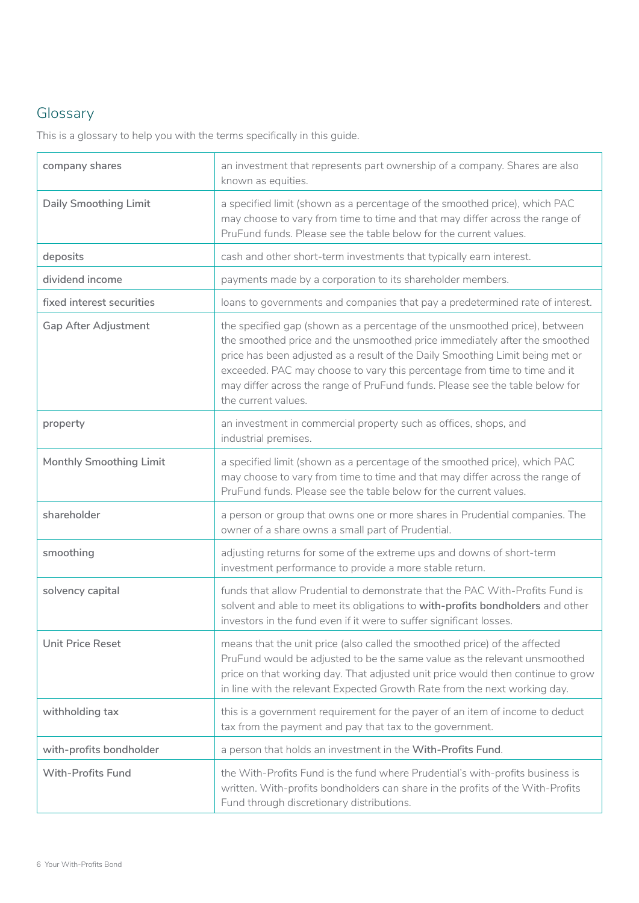## Glossary

This is a glossary to help you with the terms specifically in this guide.

| | |
|---|---|
| company shares | an investment that represents part ownership of a company. Shares are also known as equities. |
| Daily Smoothing Limit | a specified limit (shown as a percentage of the smoothed price), which PAC may choose to vary from time to time and that may differ across the range of PruFund funds. Please see the table below for the current values. |
| deposits | cash and other short-term investments that typically earn interest. |
| dividend income | payments made by a corporation to its shareholder members. |
| fixed interest securities | loans to governments and companies that pay a predetermined rate of interest. |
| Gap After Adjustment | the specified gap (shown as a percentage of the unsmoothed price), between the smoothed price and the unsmoothed price immediately after the smoothed price has been adjusted as a result of the Daily Smoothing Limit being met or exceeded. PAC may choose to vary this percentage from time to time and it may differ across the range of PruFund funds. Please see the table below for the current values. |
| property | an investment in commercial property such as offices, shops, and industrial premises. |
| Monthly Smoothing Limit | a specified limit (shown as a percentage of the smoothed price), which PAC may choose to vary from time to time and that may differ across the range of PruFund funds. Please see the table below for the current values. |
| shareholder | a person or group that owns one or more shares in Prudential companies. The owner of a share owns a small part of Prudential. |
| smoothing | adjusting returns for some of the extreme ups and downs of short-term investment performance to provide a more stable return. |
| solvency capital | funds that allow Prudential to demonstrate that the PAC With-Profits Fund is solvent and able to meet its obligations to **with-profits bondholders** and other investors in the fund even if it were to suffer significant losses. |
| Unit Price Reset | means that the unit price (also called the smoothed price) of the affected PruFund would be adjusted to be the same value as the relevant unsmoothed price on that working day. That adjusted unit price would then continue to grow in line with the relevant Expected Growth Rate from the next working day. |
| withholding tax | this is a government requirement for the payer of an item of income to deduct tax from the payment and pay that tax to the government. |
| with-profits bondholder | a person that holds an investment in the **With-Profits Fund**. |
| With-Profits Fund | the With-Profits Fund is the fund where Prudential's with-profits business is written. With-profits bondholders can share in the profits of the With-Profits Fund through discretionary distributions. |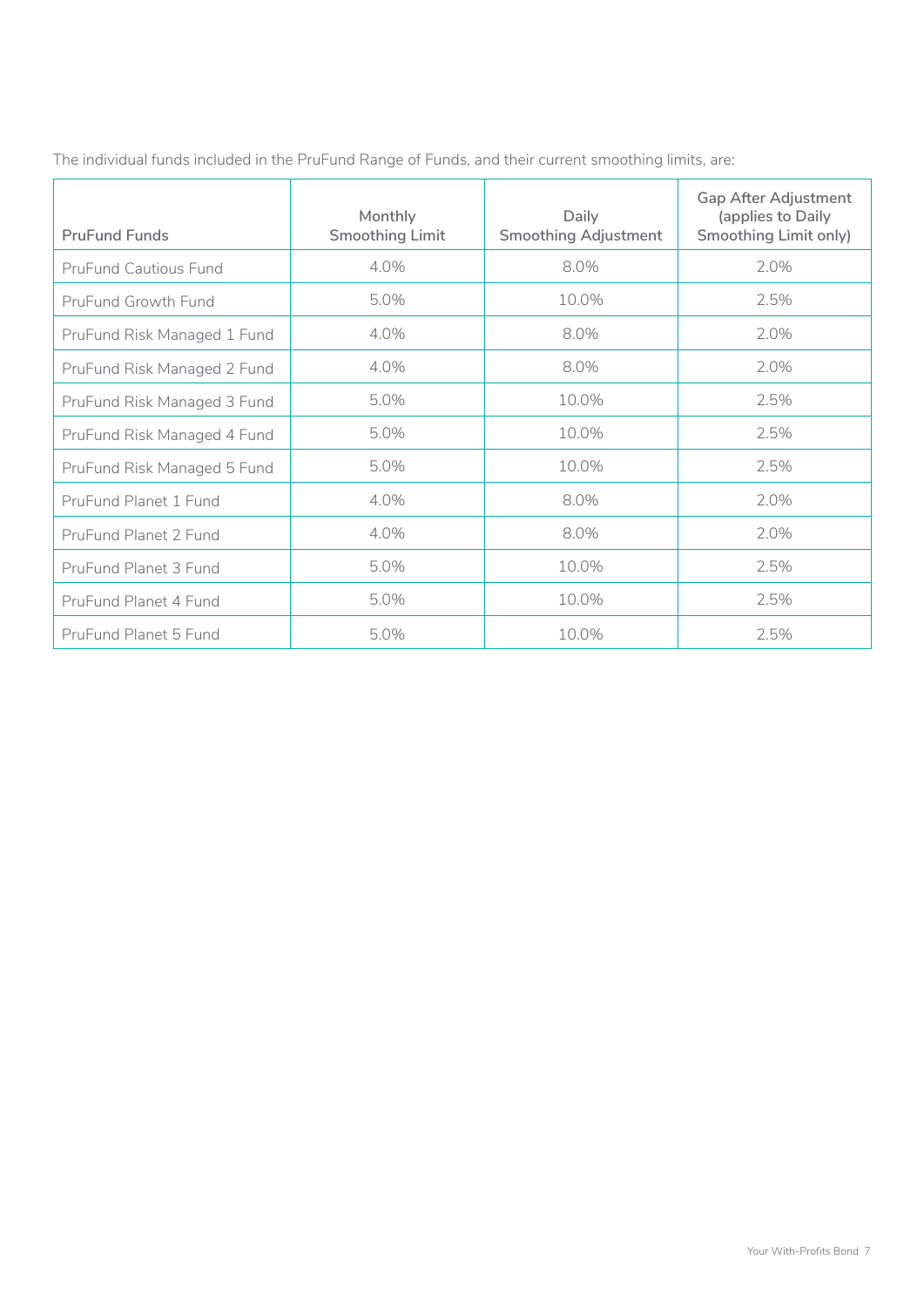The individual funds included in the PruFund Range of Funds, and their current smoothing limits, are:

| PruFund Funds | Monthly Smoothing Limit | Daily Smoothing Adjustment | Gap After Adjustment (applies to Daily Smoothing Limit only) |
|---|---|---|---|
| PruFund Cautious Fund | 4.0% | 8.0% | 2.0% |
| PruFund Growth Fund | 5.0% | 10.0% | 2.5% |
| PruFund Risk Managed 1 Fund | 4.0% | 8.0% | 2.0% |
| PruFund Risk Managed 2 Fund | 4.0% | 8.0% | 2.0% |
| PruFund Risk Managed 3 Fund | 5.0% | 10.0% | 2.5% |
| PruFund Risk Managed 4 Fund | 5.0% | 10.0% | 2.5% |
| PruFund Risk Managed 5 Fund | 5.0% | 10.0% | 2.5% |
| PruFund Planet 1 Fund | 4.0% | 8.0% | 2.0% |
| PruFund Planet 2 Fund | 4.0% | 8.0% | 2.0% |
| PruFund Planet 3 Fund | 5.0% | 10.0% | 2.5% |
| PruFund Planet 4 Fund | 5.0% | 10.0% | 2.5% |
| PruFund Planet 5 Fund | 5.0% | 10.0% | 2.5% |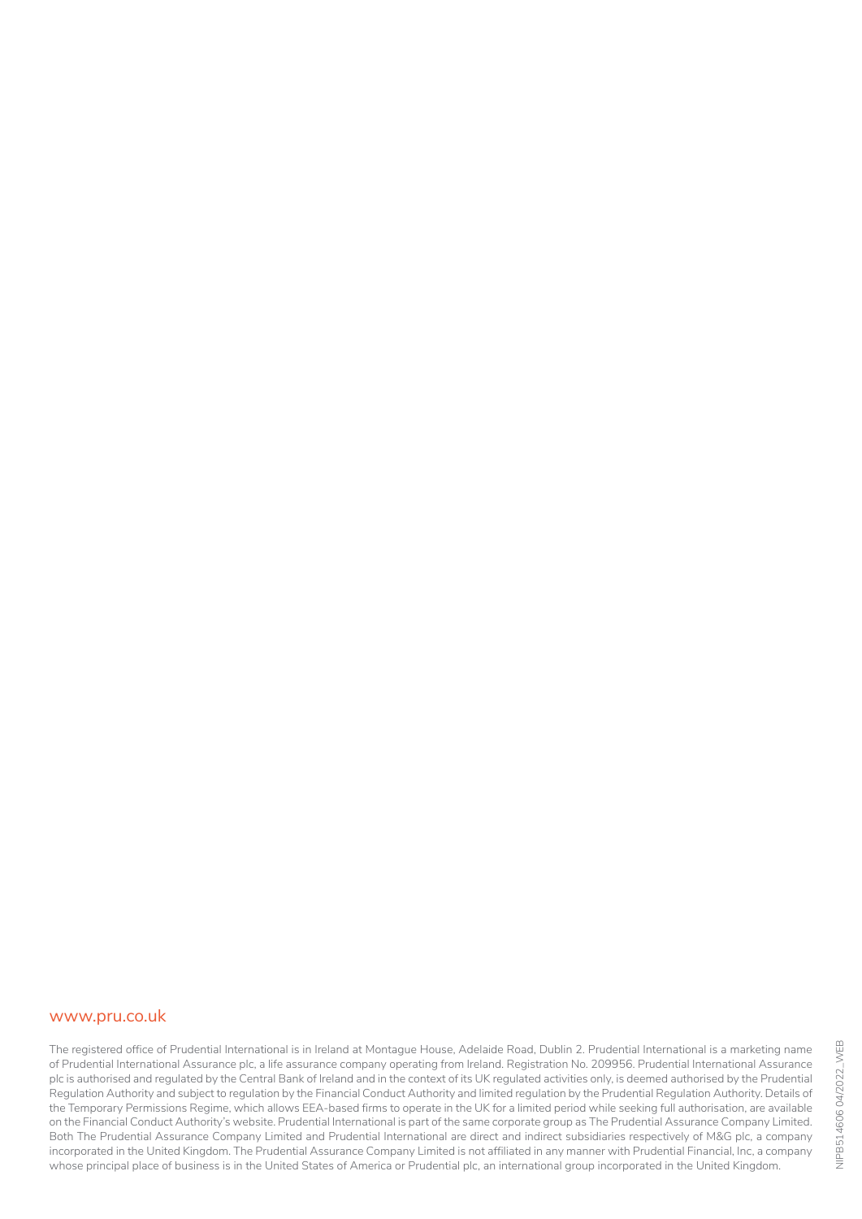www.pru.co.uk

The registered office of Prudential International is in Ireland at Montague House, Adelaide Road, Dublin 2. Prudential International is a marketing name of Prudential International Assurance plc, a life assurance company operating from Ireland. Registration No. 209956. Prudential International Assurance plc is authorised and regulated by the Central Bank of Ireland and in the context of its UK regulated activities only, is deemed authorised by the Prudential Regulation Authority and subject to regulation by the Financial Conduct Authority and limited regulation by the Prudential Regulation Authority. Details of the Temporary Permissions Regime, which allows EEA-based firms to operate in the UK for a limited period while seeking full authorisation, are available on the Financial Conduct Authority's website. Prudential International is part of the same corporate group as The Prudential Assurance Company Limited. Both The Prudential Assurance Company Limited and Prudential International are direct and indirect subsidiaries respectively of M&G plc, a company incorporated in the United Kingdom. The Prudential Assurance Company Limited is not affiliated in any manner with Prudential Financial, Inc, a company whose principal place of business is in the United States of America or Prudential plc, an international group incorporated in the United Kingdom.

NIPB514606 04/2022_WEB